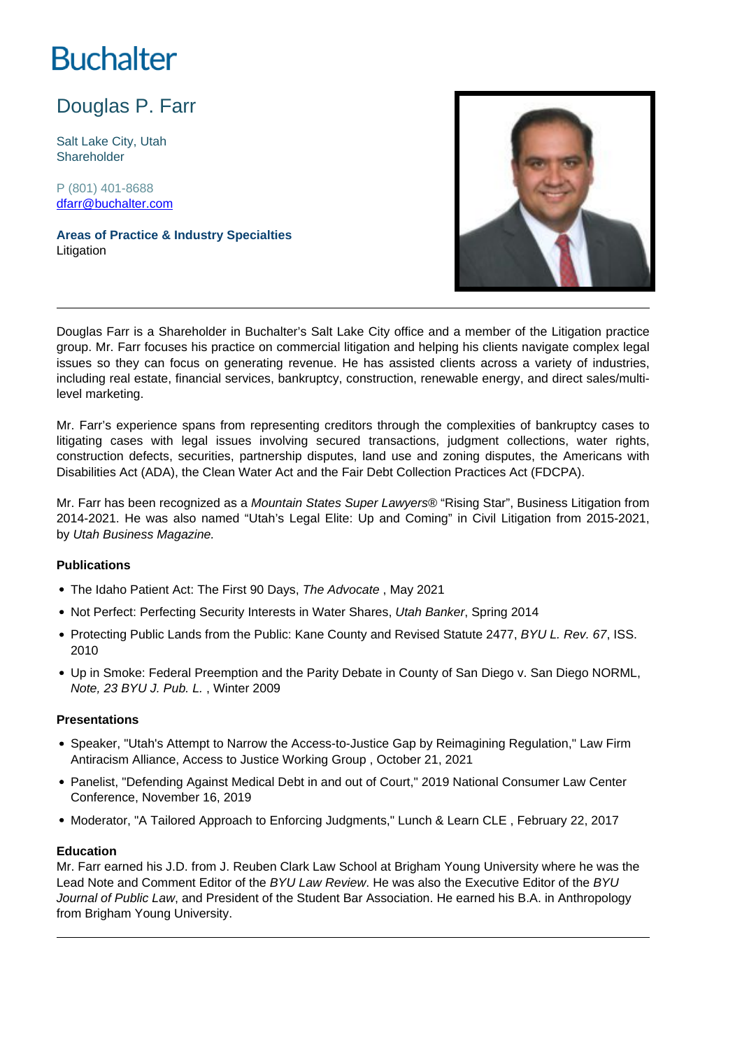# Buchalter

## Douglas P. Farr

Salt Lake City, Utah
Shareholder

P (801) 401-8688
dfarr@buchalter.com

**Areas of Practice & Industry Specialties**
Litigation

---

Douglas Farr is a Shareholder in Buchalter's Salt Lake City office and a member of the Litigation practice group. Mr. Farr focuses his practice on commercial litigation and helping his clients navigate complex legal issues so they can focus on generating revenue. He has assisted clients across a variety of industries, including real estate, financial services, bankruptcy, construction, renewable energy, and direct sales/multi-level marketing.

Mr. Farr's experience spans from representing creditors through the complexities of bankruptcy cases to litigating cases with legal issues involving secured transactions, judgment collections, water rights, construction defects, securities, partnership disputes, land use and zoning disputes, the Americans with Disabilities Act (ADA), the Clean Water Act and the Fair Debt Collection Practices Act (FDCPA).

Mr. Farr has been recognized as a *Mountain States Super Lawyers*® "Rising Star", Business Litigation from 2014-2021. He was also named "Utah's Legal Elite: Up and Coming" in Civil Litigation from 2015-2021, by *Utah Business Magazine.*

### Publications

- The Idaho Patient Act: The First 90 Days, *The Advocate* , May 2021
- Not Perfect: Perfecting Security Interests in Water Shares, *Utah Banker*, Spring 2014
- Protecting Public Lands from the Public: Kane County and Revised Statute 2477, *BYU L. Rev. 67*, ISS. 2010
- Up in Smoke: Federal Preemption and the Parity Debate in County of San Diego v. San Diego NORML, *Note, 23 BYU J. Pub. L.* , Winter 2009

### Presentations

- Speaker, "Utah's Attempt to Narrow the Access-to-Justice Gap by Reimagining Regulation," Law Firm Antiracism Alliance, Access to Justice Working Group , October 21, 2021
- Panelist, "Defending Against Medical Debt in and out of Court," 2019 National Consumer Law Center Conference, November 16, 2019
- Moderator, "A Tailored Approach to Enforcing Judgments," Lunch & Learn CLE , February 22, 2017

### Education

Mr. Farr earned his J.D. from J. Reuben Clark Law School at Brigham Young University where he was the Lead Note and Comment Editor of the *BYU Law Review*. He was also the Executive Editor of the *BYU Journal of Public Law*, and President of the Student Bar Association. He earned his B.A. in Anthropology from Brigham Young University.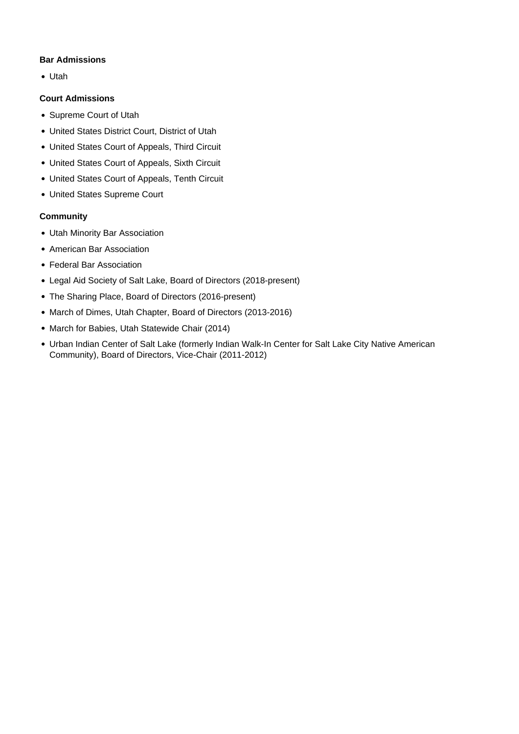**Bar Admissions**

- Utah

**Court Admissions**

- Supreme Court of Utah
- United States District Court, District of Utah
- United States Court of Appeals, Third Circuit
- United States Court of Appeals, Sixth Circuit
- United States Court of Appeals, Tenth Circuit
- United States Supreme Court

**Community**

- Utah Minority Bar Association
- American Bar Association
- Federal Bar Association
- Legal Aid Society of Salt Lake, Board of Directors (2018-present)
- The Sharing Place, Board of Directors (2016-present)
- March of Dimes, Utah Chapter, Board of Directors (2013-2016)
- March for Babies, Utah Statewide Chair (2014)
- Urban Indian Center of Salt Lake (formerly Indian Walk-In Center for Salt Lake City Native American Community), Board of Directors, Vice-Chair (2011-2012)